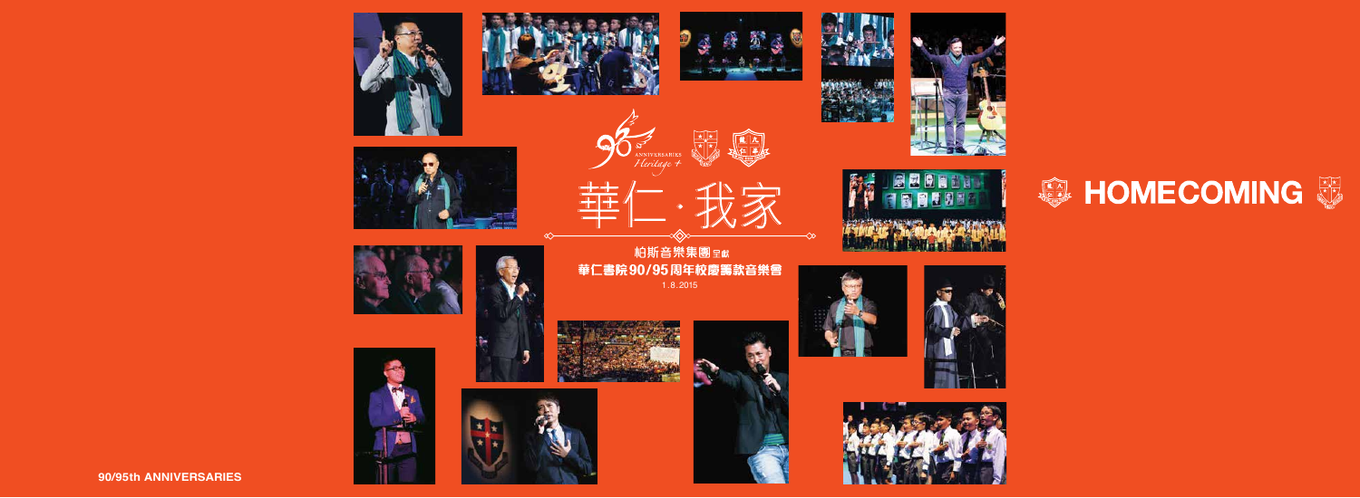ANNIVERSARIES Heritage +

# 華仁·我家

柏斯音樂集團呈獻

**華仁書院90/95周年校慶籌款音樂會**

1.8.2015

# HOMECOMING

**90/95th ANNIVERSARIES**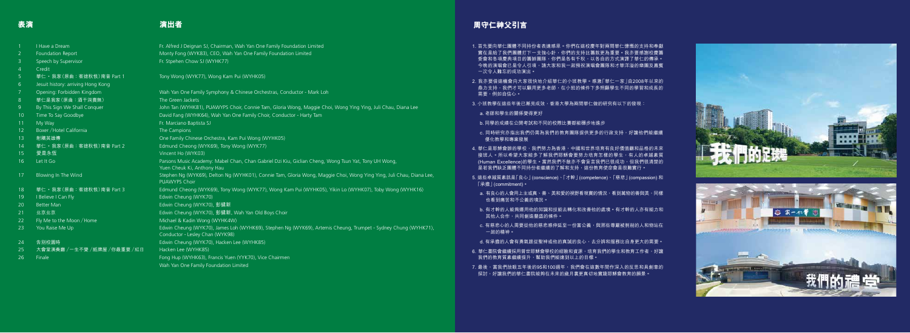## 表演

## 演出者

| | 表演 | 演出者 |
|---|---|---|
| 1 | I Have a Dream | Fr. Alfred J Deignan SJ, Chairman, Wah Yan One Family Foundation Limited |
| 2 | Foundation Report | Monty Fong (WYK83), CEO, Wah Yan One Family Foundation Limited |
| 3 | Speech by Supervisor | Fr. Stpehen Chow SJ (WYHK77) |
| 4 | Credit | |
| 5 | 華仁・我家(原曲：寄望秋恨)青音 Part 1 | Tony Wong (WYK77), Wong Kam Pui (WYHK05) |
| 6 | Jesuit history: arriving Hong Kong | |
| 7 | Opening: Forbidden Kingdom | Wah Yan One Family Symphony & Chinese Orchestras, Conductor - Mark Loh |
| 8 | 華仁是我家(原曲：酒干淌賣無) | The Green Jackets |
| 9 | By This Sign We Shall Conquer | John Tan (WYHK81), PUAWYPS Choir, Connie Tam, Gloria Wong, Maggie Choi, Wong Ying Ying, Juli Chau, Diana Lee |
| 10 | Time To Say Goodbye | David Fang (WYHK64), Wah Yan One Family Choir, Conductor - Harty Tam |
| 11 | My Way | Fr. Marciano Baptista SJ |
| 12 | Boxer / Hotel California | The Campions |
| 13 | 射鵰英雄傳 | One Family Chinese Orchestra, Kam Pui Wong (WYHK05) |
| 14 | 華仁・我家(原曲：寄望秋恨)青音 Part 2 | Edmund Cheong (WYK69), Tony Wong (WYK77) |
| 15 | 愛是永恆 | Vincent Ho (WYK03) |
| 16 | Let It Go | Parsons Music Academy: Mabel Chan, Chan Gabriel Dzi Kiu, Giclian Cheng, Wong Tsun Yat, Tony UH Wong, Yuen Cheuk Ki, Anthony Hau |
| 17 | Blowing In The Wind | Stephen Ng (WYK69), Delton Ng (WYHK01), Connie Tam, Gloria Wong, Maggie Choi, Wong Ying Ying, Juli Chau, Diana Lee, PUAWYPS Choir |
| 18 | 華仁・我家(原曲：寄望秋恨)青音 Part 3 | Edmund Cheong (WYK69), Tony Wong (WYK77), Wong Kam Pui (WYHK05), Yikin Lo (WYK07), Toby Wong (WYHK16) |
| 19 | I Believe I Can Fly | Edwin Cheung (WYK70) |
| 20 | Better Man | Edwin Cheung (WYK70), 彭鍵新 |
| 21 | 北京北京 | Edwin Cheung (WYK70), 彭鍵新, Wah Yan Old Boys Choir |
| 22 | Fly Me to the Moon / Home | Michael & Kadin Wong (WYHK4W) |
| 23 | You Raise Me Up | Edwin Cheung (WYK70), James Loh (WYHK69), Stephen Ng (WYK69), Artemis Cheung, Trumpet - Sydney Chung (WYHK71), Conductor - Lesley Chan (WYK98) |
| 24 | 告別校園時 | Edwin Cheung (WYK70), Hacken Lee (WYHK85) |
| 25 | 大會堂演奏廳 / 一生不變 / 紙牌屋 / 你最重要 / 紅日 | Hacken Lee (WYHK85) |
| 26 | Finale | Fong Hup (WYHK63), Francis Yuen (YYK70), Vice Chairmen<br>Wah Yan One Family Foundation Limited |

## 周守仁神父引言

1. 首先要向華仁團體不同持份者表達感恩。你們在這校慶年對兩間華仁慷慨的支持和奉獻實在是給了我們團體打下一支強心針，你們的支持比籌款更為重要。我亦要感謝校慶籌委會和各項慶典項目的籌辦團隊，你們是各有千秋，以各自的方式演譯了華仁的傳承。今晚的演唱會已是令人引頸，請大家和我一起預祝演唱會團隊和才華洋溢的樂團及嘉賓一次令人難忘的成功演出。

2. 我亦要借這機會向大家很快地介紹華仁的小班教學。感激「華仁一家」自2008年以來的鼎力支持，我們才可以顧用更多老師，在小班的條件下多照顧學生不同的學習和成長的需要，例如自信心。

3. 小班教學在這些年來已漸見成效，香港大學為兩間華仁做的研究有以下的發現：

   a. 老師和學生的關係變得更好

   b. 同學的成績在公開考試和不同的校際比賽都能穩步地進步

   c. 同時研究亦指出我們仍需為我們的教育團隊提供更多的行政支持，好讓他們能繼續優化教學和專業發展

4. 華仁是耶穌會辦的學校，我們努力為香港，中國和世界培育有良好價值觀和品格的未來接班人。所以希望大家能多了解我們耶穌會要努力培育怎樣的學生，有人的卓越素質(Human Excellence)的學生。雖然我們不能亦不會妄言我們已很成功，但我們很清楚的是若我們缺乏團體不同持份者繼續的了解和支持，這份教育使命會是很難實行。

5. 這些卓越質素就是「良心」(conscience)，「才幹」(competence)，「慈悲」(compassion) 和「承擔」(commitment)。

   a. 有良心的人會用上主或真、善、美和愛的視野看現實的情況，看到萬物的善與美，同樣也看到痛苦和不公義的境況。

   b. 有才幹的人能夠應用他的知識和技能去轉化和改善他的處境。有才幹的人亦有能力和其他人合作，共同創造豐盛的條件。

   c. 有慈悲心的人需要從他的慈悲感伸延至一份富公義，與那些尊嚴被剝削的人和物站在一起的精神。

   d. 有承擔的人會有勇氣跟從聖神或他的真誠的良心，去分擔和服務比自身更大的需要。

6. 華仁書院會繼續採用普世耶穌會學校的經驗和資源，培育我們的學生和教育工作者，好讓我們的教育質素繼續提升，幫助我們能達到以上的目標。

7. 最後，當我們放眼五年後的95和100週年，我們會在這數年間作深入的反思和具創意的探討，好讓我們的華仁書院能夠在未來的歲月裏更貫切地實踐耶穌會教育的願景。

我們的足球場

我們的禮堂